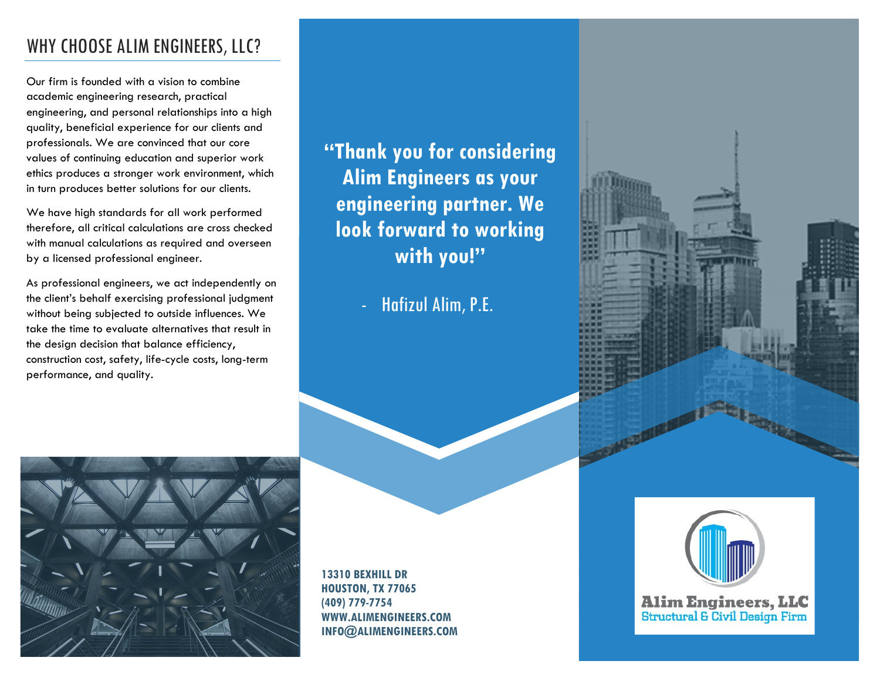## WHY CHOOSE ALIM ENGINEERS, LLC?

Our firm is founded with a vision to combine academic engineering research, practical engineering, and personal relationships into a high quality, beneficial experience for our clients and professionals. We are convinced that our core values of continuing education and superior work ethics produces a stronger work environment, which in turn produces better solutions for our clients.

We have high standards for all work performed therefore, all critical calculations are cross checked with manual calculations as required and overseen by a licensed professional engineer.

As professional engineers, we act independently on the client's behalf exercising professional judgment without being subjected to outside influences. We take the time to evaluate alternatives that result in the design decision that balance efficiency, construction cost, safety, life-cycle costs, long-term performance, and quality.

**"Thank you for considering Alim Engineers as your engineering partner. We look forward to working with you!"**

- Hafizul Alim, P.E.

**13310 BEXHILL DR**
**HOUSTON, TX 77065**
**(409) 779-7754**
**WWW.ALIMENGINEERS.COM**
**INFO@ALIMENGINEERS.COM**

**Alim Engineers, LLC**
Structural & Civil Design Firm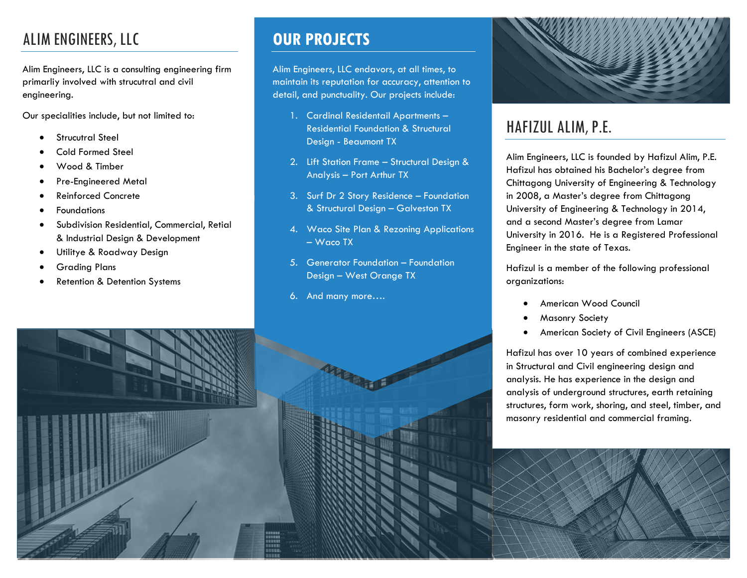# ALIM ENGINEERS, LLC

Alim Engineers, LLC is a consulting engineering firm primarliy involved with strucutral and civil engineering.

Our specialities include, but not limited to:

- Strucutral Steel
- Cold Formed Steel
- Wood & Timber
- Pre-Engineered Metal
- Reinforced Concrete
- Foundations
- Subdivision Residential, Commercial, Retial & Industrial Design & Development
- Utilitye & Roadway Design
- Grading Plans
- Retention & Detention Systems

# OUR PROJECTS

Alim Engineers, LLC endavors, at all times, to maintain its reputation for accuracy, attention to detail, and punctuality. Our projects include:

1. Cardinal Residentail Apartments – Residential Foundation & Structural Design - Beaumont TX
2. Lift Station Frame – Structural Design & Analysis – Port Arthur TX
3. Surf Dr 2 Story Residence – Foundation & Structural Design – Galveston TX
4. Waco Site Plan & Rezoning Applications – Waco TX
5. Generator Foundation – Foundation Design – West Orange TX
6. And many more….

# HAFIZUL ALIM, P.E.

Alim Engineers, LLC is founded by Hafizul Alim, P.E. Hafizul has obtained his Bachelor's degree from Chittagong University of Engineering & Technology in 2008, a Master's degree from Chittagong University of Engineering & Technology in 2014, and a second Master's degree from Lamar University in 2016. He is a Registered Professional Engineer in the state of Texas.

Hafizul is a member of the following professional organizations:

- American Wood Council
- Masonry Society
- American Society of Civil Engineers (ASCE)

Hafizul has over 10 years of combined experience in Structural and Civil engineering design and analysis. He has experience in the design and analysis of underground structures, earth retaining structures, form work, shoring, and steel, timber, and masonry residential and commercial framing.